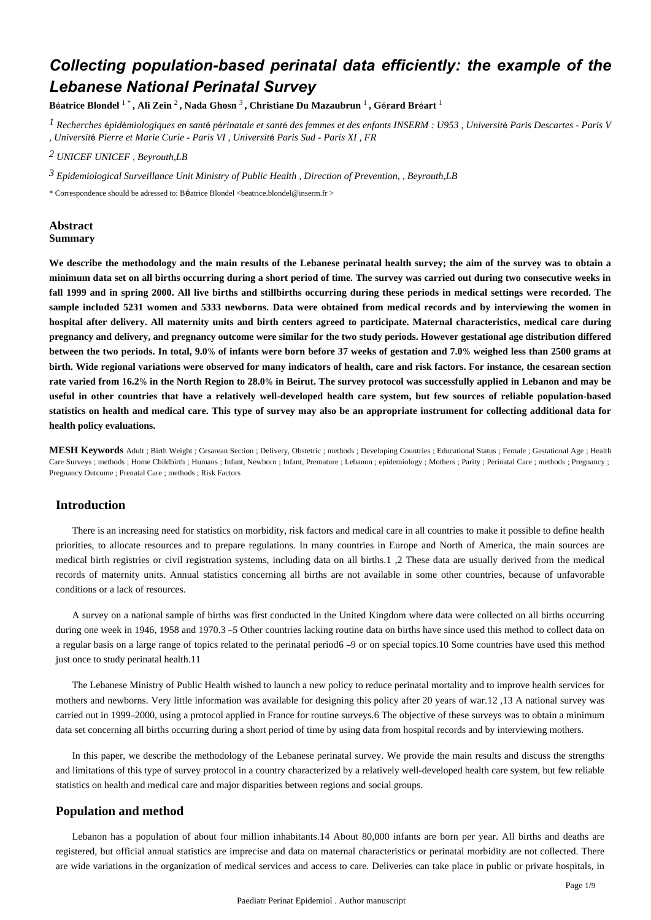# Collecting population-based perinatal data efficiently: the example of the Lebanese National Perinatal Survey

**Béatrice Blondel** [1*], **Ali Zein** [2], **Nada Ghosn** [3], **Christiane Du Mazaubrun** [1], **Gérard Bréart** [1]

[1] *Recherches épidémiologiques en santé périnatale et santé des femmes et des enfants INSERM : U953 , Université Paris Descartes - Paris V , Université Pierre et Marie Curie - Paris VI , Université Paris Sud - Paris XI , FR*

[2] *UNICEF UNICEF , Beyrouth,LB*

[3] *Epidemiological Surveillance Unit Ministry of Public Health , Direction of Prevention, , Beyrouth,LB*

* Correspondence should be adressed to: Béatrice Blondel <beatrice.blondel@inserm.fr >

## Abstract

**Summary**

**We describe the methodology and the main results of the Lebanese perinatal health survey; the aim of the survey was to obtain a minimum data set on all births occurring during a short period of time. The survey was carried out during two consecutive weeks in fall 1999 and in spring 2000. All live births and stillbirths occurring during these periods in medical settings were recorded. The sample included 5231 women and 5333 newborns. Data were obtained from medical records and by interviewing the women in hospital after delivery. All maternity units and birth centers agreed to participate. Maternal characteristics, medical care during pregnancy and delivery, and pregnancy outcome were similar for the two study periods. However gestational age distribution differed between the two periods. In total, 9.0% of infants were born before 37 weeks of gestation and 7.0% weighed less than 2500 grams at birth. Wide regional variations were observed for many indicators of health, care and risk factors. For instance, the cesarean section rate varied from 16.2% in the North Region to 28.0% in Beirut. The survey protocol was successfully applied in Lebanon and may be useful in other countries that have a relatively well-developed health care system, but few sources of reliable population-based statistics on health and medical care. This type of survey may also be an appropriate instrument for collecting additional data for health policy evaluations.**

**MESH Keywords** Adult ; Birth Weight ; Cesarean Section ; Delivery, Obstetric ; methods ; Developing Countries ; Educational Status ; Female ; Gestational Age ; Health Care Surveys ; methods ; Home Childbirth ; Humans ; Infant, Newborn ; Infant, Premature ; Lebanon ; epidemiology ; Mothers ; Parity ; Perinatal Care ; methods ; Pregnancy ; Pregnancy Outcome ; Prenatal Care ; methods ; Risk Factors

## Introduction

There is an increasing need for statistics on morbidity, risk factors and medical care in all countries to make it possible to define health priorities, to allocate resources and to prepare regulations. In many countries in Europe and North of America, the main sources are medical birth registries or civil registration systems, including data on all births.[1,2] These data are usually derived from the medical records of maternity units. Annual statistics concerning all births are not available in some other countries, because of unfavorable conditions or a lack of resources.

A survey on a national sample of births was first conducted in the United Kingdom where data were collected on all births occurring during one week in 1946, 1958 and 1970.[3–5] Other countries lacking routine data on births have since used this method to collect data on a regular basis on a large range of topics related to the perinatal period[6–9] or on special topics.[10] Some countries have used this method just once to study perinatal health.[11]

The Lebanese Ministry of Public Health wished to launch a new policy to reduce perinatal mortality and to improve health services for mothers and newborns. Very little information was available for designing this policy after 20 years of war.[12,13] A national survey was carried out in 1999–2000, using a protocol applied in France for routine surveys.[6] The objective of these surveys was to obtain a minimum data set concerning all births occurring during a short period of time by using data from hospital records and by interviewing mothers.

In this paper, we describe the methodology of the Lebanese perinatal survey. We provide the main results and discuss the strengths and limitations of this type of survey protocol in a country characterized by a relatively well-developed health care system, but few reliable statistics on health and medical care and major disparities between regions and social groups.

## Population and method

Lebanon has a population of about four million inhabitants.[14] About 80,000 infants are born per year. All births and deaths are registered, but official annual statistics are imprecise and data on maternal characteristics or perinatal morbidity are not collected. There are wide variations in the organization of medical services and access to care. Deliveries can take place in public or private hospitals, in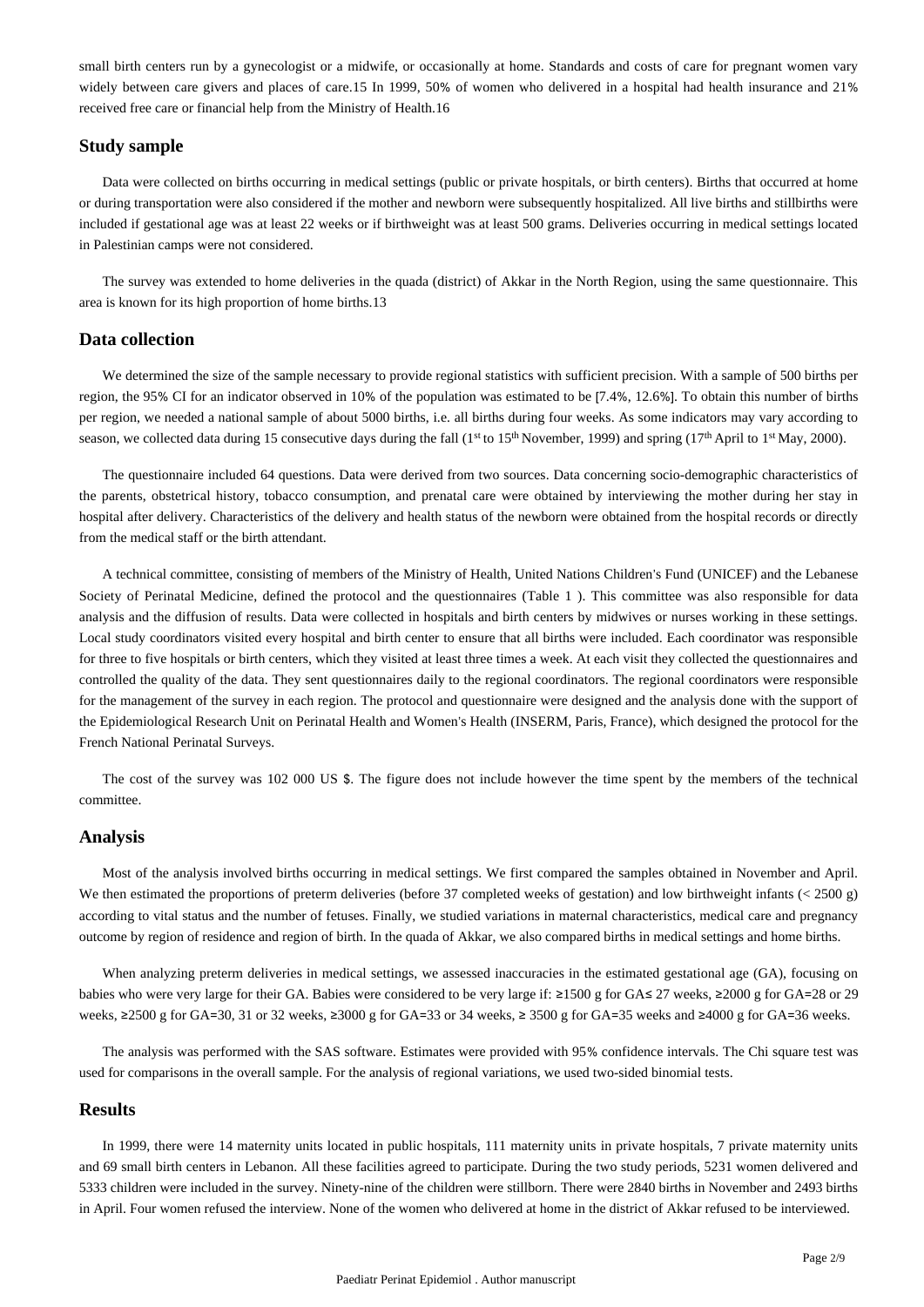small birth centers run by a gynecologist or a midwife, or occasionally at home. Standards and costs of care for pregnant women vary widely between care givers and places of care.15 In 1999, 50% of women who delivered in a hospital had health insurance and 21% received free care or financial help from the Ministry of Health.16

## Study sample

Data were collected on births occurring in medical settings (public or private hospitals, or birth centers). Births that occurred at home or during transportation were also considered if the mother and newborn were subsequently hospitalized. All live births and stillbirths were included if gestational age was at least 22 weeks or if birthweight was at least 500 grams. Deliveries occurring in medical settings located in Palestinian camps were not considered.

The survey was extended to home deliveries in the quada (district) of Akkar in the North Region, using the same questionnaire. This area is known for its high proportion of home births.13

## Data collection

We determined the size of the sample necessary to provide regional statistics with sufficient precision. With a sample of 500 births per region, the 95% CI for an indicator observed in 10% of the population was estimated to be [7.4%, 12.6%]. To obtain this number of births per region, we needed a national sample of about 5000 births, i.e. all births during four weeks. As some indicators may vary according to season, we collected data during 15 consecutive days during the fall (1st to 15th November, 1999) and spring (17th April to 1st May, 2000).

The questionnaire included 64 questions. Data were derived from two sources. Data concerning socio-demographic characteristics of the parents, obstetrical history, tobacco consumption, and prenatal care were obtained by interviewing the mother during her stay in hospital after delivery. Characteristics of the delivery and health status of the newborn were obtained from the hospital records or directly from the medical staff or the birth attendant.

A technical committee, consisting of members of the Ministry of Health, United Nations Children's Fund (UNICEF) and the Lebanese Society of Perinatal Medicine, defined the protocol and the questionnaires (Table 1 ). This committee was also responsible for data analysis and the diffusion of results. Data were collected in hospitals and birth centers by midwives or nurses working in these settings. Local study coordinators visited every hospital and birth center to ensure that all births were included. Each coordinator was responsible for three to five hospitals or birth centers, which they visited at least three times a week. At each visit they collected the questionnaires and controlled the quality of the data. They sent questionnaires daily to the regional coordinators. The regional coordinators were responsible for the management of the survey in each region. The protocol and questionnaire were designed and the analysis done with the support of the Epidemiological Research Unit on Perinatal Health and Women's Health (INSERM, Paris, France), which designed the protocol for the French National Perinatal Surveys.

The cost of the survey was 102 000 US $. The figure does not include however the time spent by the members of the technical committee.

## Analysis

Most of the analysis involved births occurring in medical settings. We first compared the samples obtained in November and April. We then estimated the proportions of preterm deliveries (before 37 completed weeks of gestation) and low birthweight infants (< 2500 g) according to vital status and the number of fetuses. Finally, we studied variations in maternal characteristics, medical care and pregnancy outcome by region of residence and region of birth. In the quada of Akkar, we also compared births in medical settings and home births.

When analyzing preterm deliveries in medical settings, we assessed inaccuracies in the estimated gestational age (GA), focusing on babies who were very large for their GA. Babies were considered to be very large if: ≥1500 g for GA≤ 27 weeks, ≥2000 g for GA=28 or 29 weeks, ≥2500 g for GA=30, 31 or 32 weeks, ≥3000 g for GA=33 or 34 weeks, ≥ 3500 g for GA=35 weeks and ≥4000 g for GA=36 weeks.

The analysis was performed with the SAS software. Estimates were provided with 95% confidence intervals. The Chi square test was used for comparisons in the overall sample. For the analysis of regional variations, we used two-sided binomial tests.

## Results

In 1999, there were 14 maternity units located in public hospitals, 111 maternity units in private hospitals, 7 private maternity units and 69 small birth centers in Lebanon. All these facilities agreed to participate. During the two study periods, 5231 women delivered and 5333 children were included in the survey. Ninety-nine of the children were stillborn. There were 2840 births in November and 2493 births in April. Four women refused the interview. None of the women who delivered at home in the district of Akkar refused to be interviewed.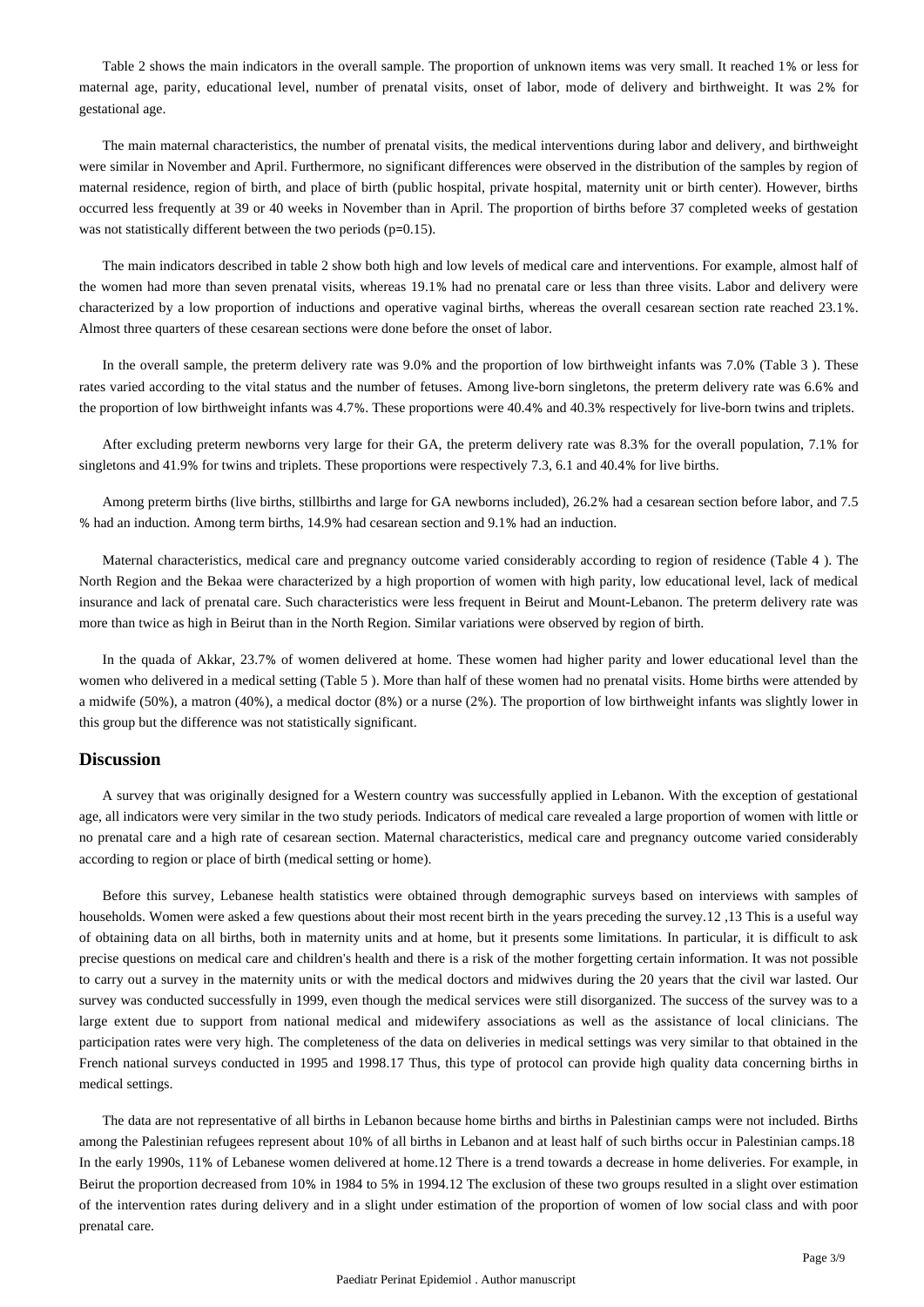Table 2 shows the main indicators in the overall sample. The proportion of unknown items was very small. It reached 1% or less for maternal age, parity, educational level, number of prenatal visits, onset of labor, mode of delivery and birthweight. It was 2% for gestational age.

The main maternal characteristics, the number of prenatal visits, the medical interventions during labor and delivery, and birthweight were similar in November and April. Furthermore, no significant differences were observed in the distribution of the samples by region of maternal residence, region of birth, and place of birth (public hospital, private hospital, maternity unit or birth center). However, births occurred less frequently at 39 or 40 weeks in November than in April. The proportion of births before 37 completed weeks of gestation was not statistically different between the two periods (p=0.15).

The main indicators described in table 2 show both high and low levels of medical care and interventions. For example, almost half of the women had more than seven prenatal visits, whereas 19.1% had no prenatal care or less than three visits. Labor and delivery were characterized by a low proportion of inductions and operative vaginal births, whereas the overall cesarean section rate reached 23.1%. Almost three quarters of these cesarean sections were done before the onset of labor.

In the overall sample, the preterm delivery rate was 9.0% and the proportion of low birthweight infants was 7.0% (Table 3 ). These rates varied according to the vital status and the number of fetuses. Among live-born singletons, the preterm delivery rate was 6.6% and the proportion of low birthweight infants was 4.7%. These proportions were 40.4% and 40.3% respectively for live-born twins and triplets.

After excluding preterm newborns very large for their GA, the preterm delivery rate was 8.3% for the overall population, 7.1% for singletons and 41.9% for twins and triplets. These proportions were respectively 7.3, 6.1 and 40.4% for live births.

Among preterm births (live births, stillbirths and large for GA newborns included), 26.2% had a cesarean section before labor, and 7.5 % had an induction. Among term births, 14.9% had cesarean section and 9.1% had an induction.

Maternal characteristics, medical care and pregnancy outcome varied considerably according to region of residence (Table 4 ). The North Region and the Bekaa were characterized by a high proportion of women with high parity, low educational level, lack of medical insurance and lack of prenatal care. Such characteristics were less frequent in Beirut and Mount-Lebanon. The preterm delivery rate was more than twice as high in Beirut than in the North Region. Similar variations were observed by region of birth.

In the quada of Akkar, 23.7% of women delivered at home. These women had higher parity and lower educational level than the women who delivered in a medical setting (Table 5 ). More than half of these women had no prenatal visits. Home births were attended by a midwife (50%), a matron (40%), a medical doctor (8%) or a nurse (2%). The proportion of low birthweight infants was slightly lower in this group but the difference was not statistically significant.

## Discussion

A survey that was originally designed for a Western country was successfully applied in Lebanon. With the exception of gestational age, all indicators were very similar in the two study periods. Indicators of medical care revealed a large proportion of women with little or no prenatal care and a high rate of cesarean section. Maternal characteristics, medical care and pregnancy outcome varied considerably according to region or place of birth (medical setting or home).

Before this survey, Lebanese health statistics were obtained through demographic surveys based on interviews with samples of households. Women were asked a few questions about their most recent birth in the years preceding the survey.[12,13] This is a useful way of obtaining data on all births, both in maternity units and at home, but it presents some limitations. In particular, it is difficult to ask precise questions on medical care and children's health and there is a risk of the mother forgetting certain information. It was not possible to carry out a survey in the maternity units or with the medical doctors and midwives during the 20 years that the civil war lasted. Our survey was conducted successfully in 1999, even though the medical services were still disorganized. The success of the survey was to a large extent due to support from national medical and midewifery associations as well as the assistance of local clinicians. The participation rates were very high. The completeness of the data on deliveries in medical settings was very similar to that obtained in the French national surveys conducted in 1995 and 1998.[17] Thus, this type of protocol can provide high quality data concerning births in medical settings.

The data are not representative of all births in Lebanon because home births and births in Palestinian camps were not included. Births among the Palestinian refugees represent about 10% of all births in Lebanon and at least half of such births occur in Palestinian camps.[18] In the early 1990s, 11% of Lebanese women delivered at home.[12] There is a trend towards a decrease in home deliveries. For example, in Beirut the proportion decreased from 10% in 1984 to 5% in 1994.[12] The exclusion of these two groups resulted in a slight over estimation of the intervention rates during delivery and in a slight under estimation of the proportion of women of low social class and with poor prenatal care.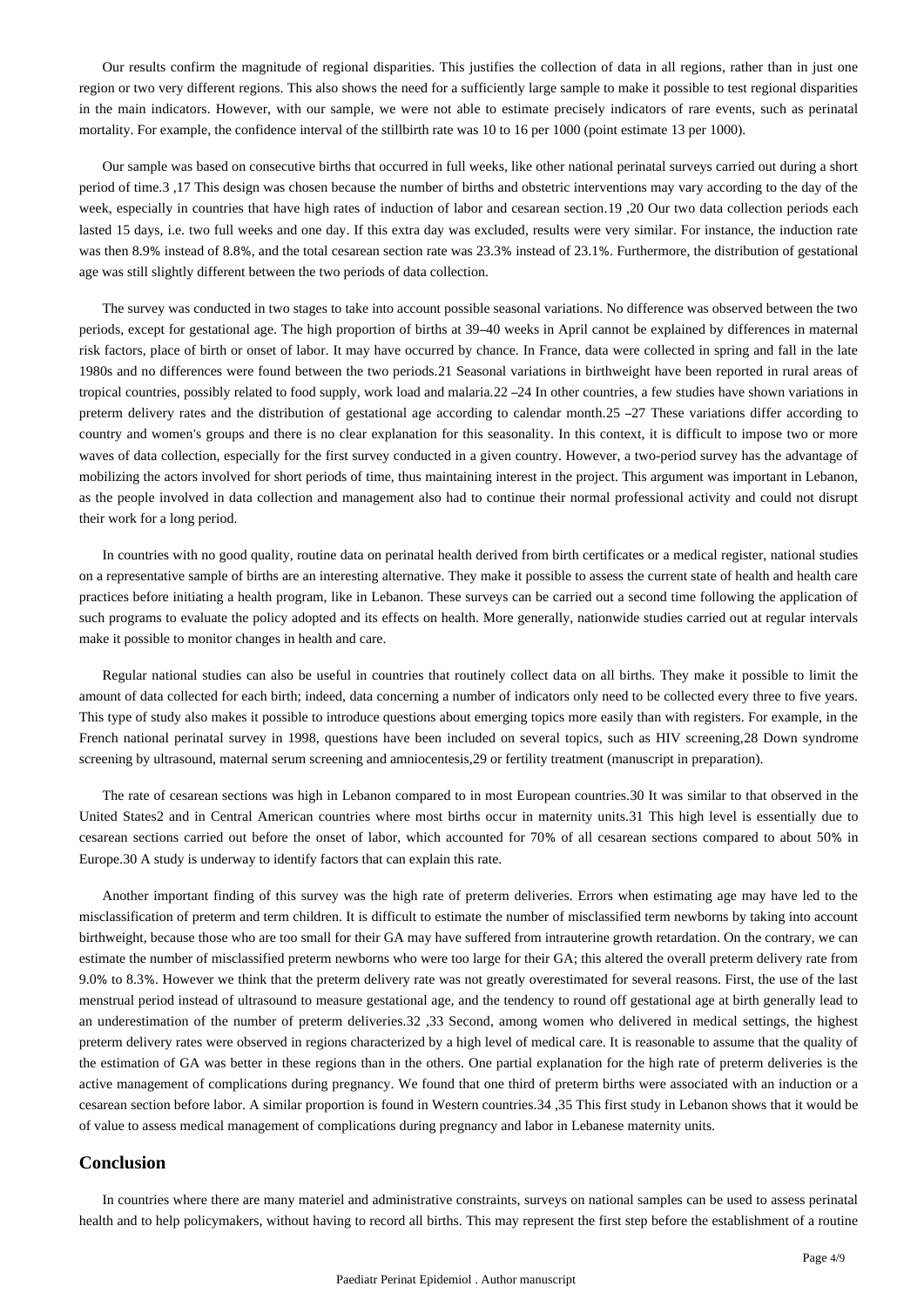Our results confirm the magnitude of regional disparities. This justifies the collection of data in all regions, rather than in just one region or two very different regions. This also shows the need for a sufficiently large sample to make it possible to test regional disparities in the main indicators. However, with our sample, we were not able to estimate precisely indicators of rare events, such as perinatal mortality. For example, the confidence interval of the stillbirth rate was 10 to 16 per 1000 (point estimate 13 per 1000).

Our sample was based on consecutive births that occurred in full weeks, like other national perinatal surveys carried out during a short period of time.[3,17] This design was chosen because the number of births and obstetric interventions may vary according to the day of the week, especially in countries that have high rates of induction of labor and cesarean section.[19,20] Our two data collection periods each lasted 15 days, i.e. two full weeks and one day. If this extra day was excluded, results were very similar. For instance, the induction rate was then 8.9% instead of 8.8%, and the total cesarean section rate was 23.3% instead of 23.1%. Furthermore, the distribution of gestational age was still slightly different between the two periods of data collection.

The survey was conducted in two stages to take into account possible seasonal variations. No difference was observed between the two periods, except for gestational age. The high proportion of births at 39–40 weeks in April cannot be explained by differences in maternal risk factors, place of birth or onset of labor. It may have occurred by chance. In France, data were collected in spring and fall in the late 1980s and no differences were found between the two periods.[21] Seasonal variations in birthweight have been reported in rural areas of tropical countries, possibly related to food supply, work load and malaria.[22–24] In other countries, a few studies have shown variations in preterm delivery rates and the distribution of gestational age according to calendar month.[25–27] These variations differ according to country and women's groups and there is no clear explanation for this seasonality. In this context, it is difficult to impose two or more waves of data collection, especially for the first survey conducted in a given country. However, a two-period survey has the advantage of mobilizing the actors involved for short periods of time, thus maintaining interest in the project. This argument was important in Lebanon, as the people involved in data collection and management also had to continue their normal professional activity and could not disrupt their work for a long period.

In countries with no good quality, routine data on perinatal health derived from birth certificates or a medical register, national studies on a representative sample of births are an interesting alternative. They make it possible to assess the current state of health and health care practices before initiating a health program, like in Lebanon. These surveys can be carried out a second time following the application of such programs to evaluate the policy adopted and its effects on health. More generally, nationwide studies carried out at regular intervals make it possible to monitor changes in health and care.

Regular national studies can also be useful in countries that routinely collect data on all births. They make it possible to limit the amount of data collected for each birth; indeed, data concerning a number of indicators only need to be collected every three to five years. This type of study also makes it possible to introduce questions about emerging topics more easily than with registers. For example, in the French national perinatal survey in 1998, questions have been included on several topics, such as HIV screening,[28] Down syndrome screening by ultrasound, maternal serum screening and amniocentesis,[29] or fertility treatment (manuscript in preparation).

The rate of cesarean sections was high in Lebanon compared to in most European countries.[30] It was similar to that observed in the United States[2] and in Central American countries where most births occur in maternity units.[31] This high level is essentially due to cesarean sections carried out before the onset of labor, which accounted for 70% of all cesarean sections compared to about 50% in Europe.[30] A study is underway to identify factors that can explain this rate.

Another important finding of this survey was the high rate of preterm deliveries. Errors when estimating age may have led to the misclassification of preterm and term children. It is difficult to estimate the number of misclassified term newborns by taking into account birthweight, because those who are too small for their GA may have suffered from intrauterine growth retardation. On the contrary, we can estimate the number of misclassified preterm newborns who were too large for their GA; this altered the overall preterm delivery rate from 9.0% to 8.3%. However we think that the preterm delivery rate was not greatly overestimated for several reasons. First, the use of the last menstrual period instead of ultrasound to measure gestational age, and the tendency to round off gestational age at birth generally lead to an underestimation of the number of preterm deliveries.[32,33] Second, among women who delivered in medical settings, the highest preterm delivery rates were observed in regions characterized by a high level of medical care. It is reasonable to assume that the quality of the estimation of GA was better in these regions than in the others. One partial explanation for the high rate of preterm deliveries is the active management of complications during pregnancy. We found that one third of preterm births were associated with an induction or a cesarean section before labor. A similar proportion is found in Western countries.[34,35] This first study in Lebanon shows that it would be of value to assess medical management of complications during pregnancy and labor in Lebanese maternity units.

## Conclusion

In countries where there are many materiel and administrative constraints, surveys on national samples can be used to assess perinatal health and to help policymakers, without having to record all births. This may represent the first step before the establishment of a routine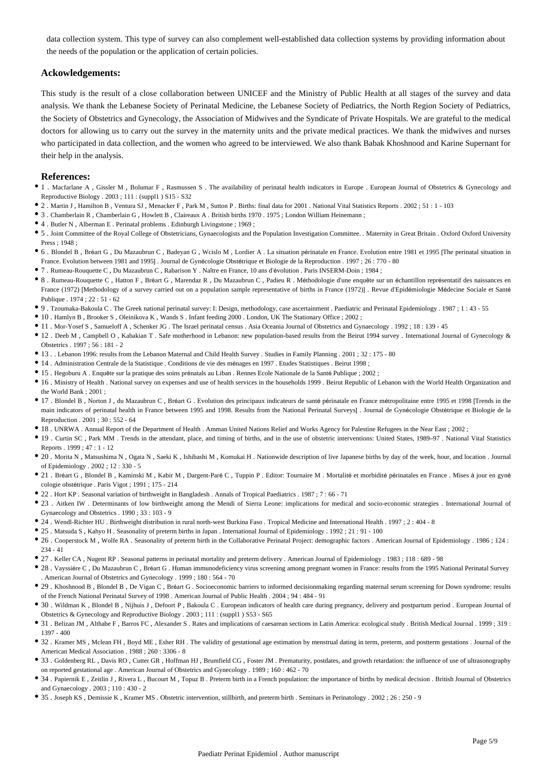data collection system. This type of survey can also complement well-established data collection systems by providing information about the needs of the population or the application of certain policies.

## Ackowledgements:

This study is the result of a close collaboration between UNICEF and the Ministry of Public Health at all stages of the survey and data analysis. We thank the Lebanese Society of Perinatal Medicine, the Lebanese Society of Pediatrics, the North Region Society of Pediatrics, the Society of Obstetrics and Gynecology, the Association of Midwives and the Syndicate of Private Hospitals. We are grateful to the medical doctors for allowing us to carry out the survey in the maternity units and the private medical practices. We thank the midwives and nurses who participated in data collection, and the women who agreed to be interviewed. We also thank Babak Khoshnood and Karine Supernant for their help in the analysis.

## References:

- 1 . Macfarlane A , Gissler M , Bolumar F , Rasmussen S . The availability of perinatal health indicators in Europe . European Journal of Obstetrics & Gynecology and Reproductive Biology . 2003 ; 111 : (suppl1 ) S15 - S32
- 2 . Martin J , Hamilton B , Ventura SJ , Menacker F , Park M , Sutton P . Births: final data for 2001 . National Vital Statistics Reports . 2002 ; 51 : 1 - 103
- 3 . Chamberlain R , Chamberlain G , Howlett B , Claireaux A . British births 1970 . 1975 ; London William Heinemann ;
- 4 . Butler N , Alberman E . Perinatal problems . Edinburgh Livingstone ; 1969 ;
- 5 . Joint Committee of the Royal College of Obstetricians, Gynaecologists and the Population Investigation Committee. . Maternity in Great Britain . Oxford Oxford University Press ; 1948 ;
- 6 . Blondel B , Bréart G , Du Mazaubrun C , Badeyan G , Wcislo M , Lordier A . La situation périnatale en France. Evolution entre 1981 et 1995 [The perinatal situation in France. Evolution between 1981 and 1995] . Journal de Gynécologie Obstétrique et Biologie de la Reproduction . 1997 ; 26 : 770 - 80
- 7 . Rumeau-Rouquette C , Du Mazaubrun C , Rabarison Y . Naître en France, 10 ans d'évolution . Paris INSERM-Doin ; 1984 ;
- 8 . Rumeau-Rouquette C , Hatton F , Bréart G , Marendaz R , Du Mazaubrun C , Padieu R . Méthodologie d'une enquête sur un échantillon représentatif des naissances en France (1972) [Methodology of a survey carried out on a population sample representative of births in France (1972)] . Revue d'Epidémiologie Médecine Sociale et Santé Publique . 1974 ; 22 : 51 - 62
- 9 . Tzoumaka-Bakoula C . The Greek national perinatal survey: I: Design, methodology, case ascertainment . Paediatric and Perinatal Epidemiology . 1987 ; 1 : 43 - 55
- 10 . Hamlyn B , Brooker S , Oleinikova K , Wands S . Infant feeding 2000 . London, UK The Stationary Office ; 2002 ;
- 11 . Mor-Yosef S , Samueloff A , Schenker JG . The Israel perinatal census . Asia Oceania Journal of Obstetrics and Gynaecology . 1992 ; 18 : 139 - 45
- 12 . Deeb M , Campbell O , Kabakian T . Safe motherhood in Lebanon: new population-based results from the Beirut 1994 survey . International Journal of Gynecology & Obstetrics . 1997 ; 56 : 181 - 2
- 13 . . Lebanon 1996: results from the Lebanon Maternal and Child Health Survey . Studies in Family Planning . 2001 ; 32 : 175 - 80
- 14 . Administration Centrale de la Statistique . Conditions de vie des ménages en 1997 . Etudes Statistiques . Beirut 1998 ;
- 15 . Hegoburu A . Enquête sur la pratique des soins prénatals au Liban . Rennes Ecole Nationale de la Santé Publique ; 2002 ;
- 16 . Ministry of Health . National survey on expenses and use of health services in the households 1999 . Beirut Republic of Lebanon with the World Health Organization and the World Bank ; 2001 ;
- 17 . Blondel B , Norton J , du Mazaubrun C , Bréart G . Evolution des principaux indicateurs de santé périnatale en France métropolitaine entre 1995 et 1998 [Trends in the main indicators of perinatal health in France between 1995 and 1998. Results from the National Perinatal Surveys] . Journal de Gynécologie Obstétrique et Biologie de la Reproduction . 2001 ; 30 : 552 - 64
- 18 . UNRWA . Annual Report of the Department of Health . Amman United Nations Relief and Works Agency for Palestine Refugees in the Near East ; 2002 ;
- 19 . Curtin SC , Park MM . Trends in the attendant, place, and timing of births, and in the use of obstetric interventions: United States, 1989–97 . National Vital Statistics Reports . 1999 ; 47 : 1 - 12
- 20 . Morita N , Matsushima N , Ogata N , Saeki K , Ishibashi M , Komukai H . Nationwide description of live Japanese births by day of the week, hour, and location . Journal of Epidemiology . 2002 ; 12 : 330 - 5
- 21 . Bréart G , Blondel B , Kaminski M , Kabir M , Dargent-Paré C , Tuppin P . Editor: Tournaire M . Mortalité et morbidité périnatales en France . Mises à jour en gynécologie obstétrique . Paris Vigot ; 1991 ; 175 - 214
- 22 . Hort KP . Seasonal variation of birthweight in Bangladesh . Annals of Tropical Paediatrics . 1987 ; 7 : 66 - 71
- 23 . Aitken IW . Determinants of low birthweight among the Mendi of Sierra Leone: implications for medical and socio-economic strategies . International Journal of Gynaecology and Obstetrics . 1990 ; 33 : 103 - 9
- 24 . Wendl-Richter HU . Birthweight distribution in rural north-west Burkina Faso . Tropical Medicine and International Health . 1997 ; 2 : 404 - 8
- 25 . Matsuda S , Kahyo H . Seasonality of preterm births in Japan . International Journal of Epidemiology . 1992 ; 21 : 91 - 100
- 26 . Cooperstock M , Wolfe RA . Seasonality of preterm birth in the Collaborative Perinatal Project: demographic factors . American Journal of Epidemiology . 1986 ; 124 : 234 - 41
- 27 . Keller CA , Nugent RP . Seasonal patterns in perinatal mortality and preterm delivery . American Journal of Epidemiology . 1983 ; 118 : 689 - 98
- 28 . Vayssiére C , Du Mazaubrun C , Bréart G . Human immunodeficiency virus screening among pregnant women in France: results from the 1995 National Perinatal Survey . American Journal of Obstetrics and Gynecology . 1999 ; 180 : 564 - 70
- 29 . Khoshnood B , Blondel B , De Vigan C , Bréart G . Socioeconomic barriers to informed decisionmaking regarding maternal serum screening for Down syndrome: results of the French National Perinatal Survey of 1998 . American Journal of Public Health . 2004 ; 94 : 484 - 91
- 30 . Wildman K , Blondel B , Nijhuis J , Defoort P , Bakoula C . European indicators of health care during pregnancy, delivery and postpartum period . European Journal of Obstetrics & Gynecology and Reproductive Biology . 2003 ; 111 : (suppl1 ) S53 - S65
- 31 . Belizan JM , Althabe F , Barros FC , Alexander S . Rates and implications of caesarean sections in Latin America: ecological study . British Medical Journal . 1999 ; 319 : 1397 - 400
- 32 . Kramer MS , Mclean FH , Boyd ME , Esher RH . The validity of gestational age estimation by menstrual dating in term, preterm, and postterm gestations . Journal of the American Medical Association . 1988 ; 260 : 3306 - 8
- 33 . Goldenberg RL , Davis RO , Cutter GR , Hoffman HJ , Brumfield CG , Foster JM . Prematurity, postdates, and growth retardation: the influence of use of ultrasonography on reported gestational age . American Journal of Obstetrics and Gynecology . 1989 ; 160 : 462 - 70
- 34 . Papiernik E , Zeitlin J , Rivera L , Bucourt M , Topuz B . Preterm birth in a French population: the importance of births by medical decision . British Journal of Obstetrics and Gynaecology . 2003 ; 110 : 430 - 2
- 35 . Joseph KS , Demissie K , Kramer MS . Obstetric intervention, stillbirth, and preterm birth . Seminars in Perinatology . 2002 ; 26 : 250 - 9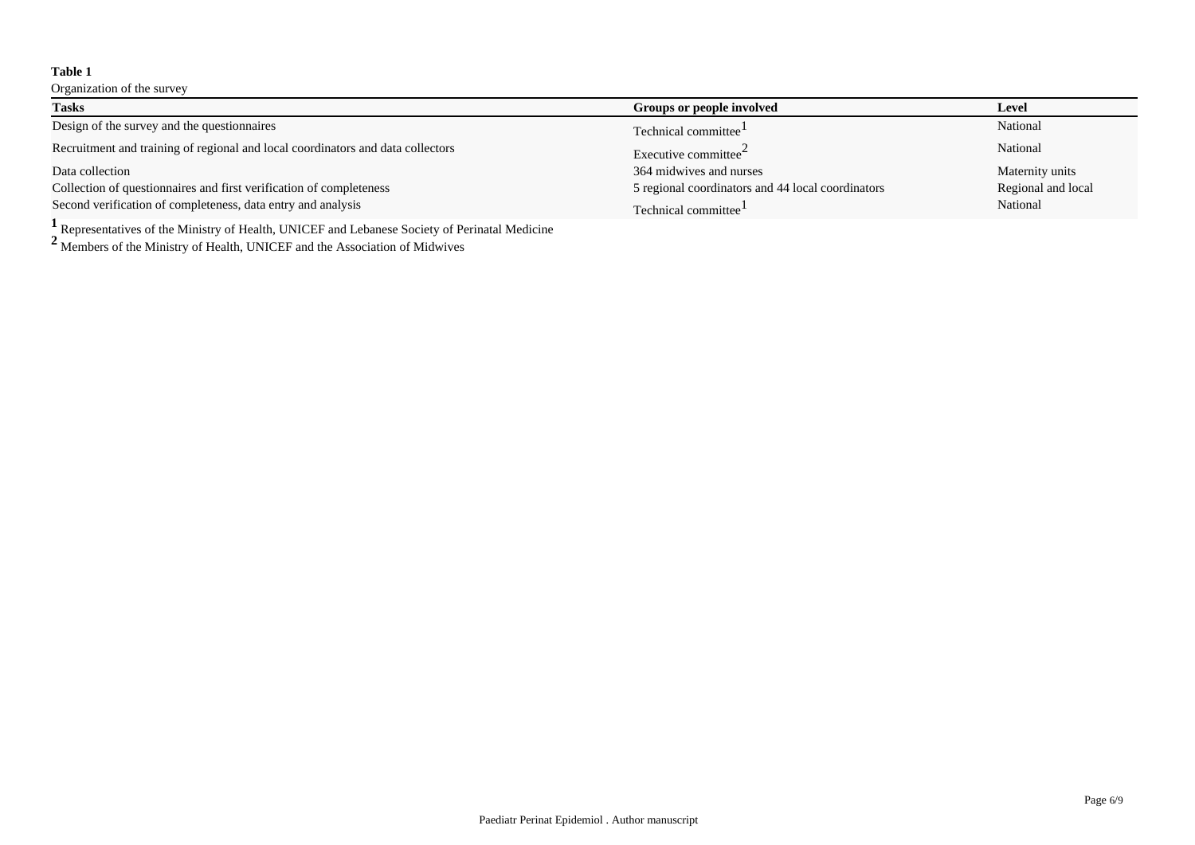**Table 1**

Organization of the survey

| Tasks | Groups or people involved | Level |
|---|---|---|
| Design of the survey and the questionnaires | Technical committee[1] | National |
| Recruitment and training of regional and local coordinators and data collectors | Executive committee[2] | National |
| Data collection | 364 midwives and nurses | Maternity units |
| Collection of questionnaires and first verification of completeness | 5 regional coordinators and 44 local coordinators | Regional and local |
| Second verification of completeness, data entry and analysis | Technical committee[1] | National |

[1] Representatives of the Ministry of Health, UNICEF and Lebanese Society of Perinatal Medicine

[2] Members of the Ministry of Health, UNICEF and the Association of Midwives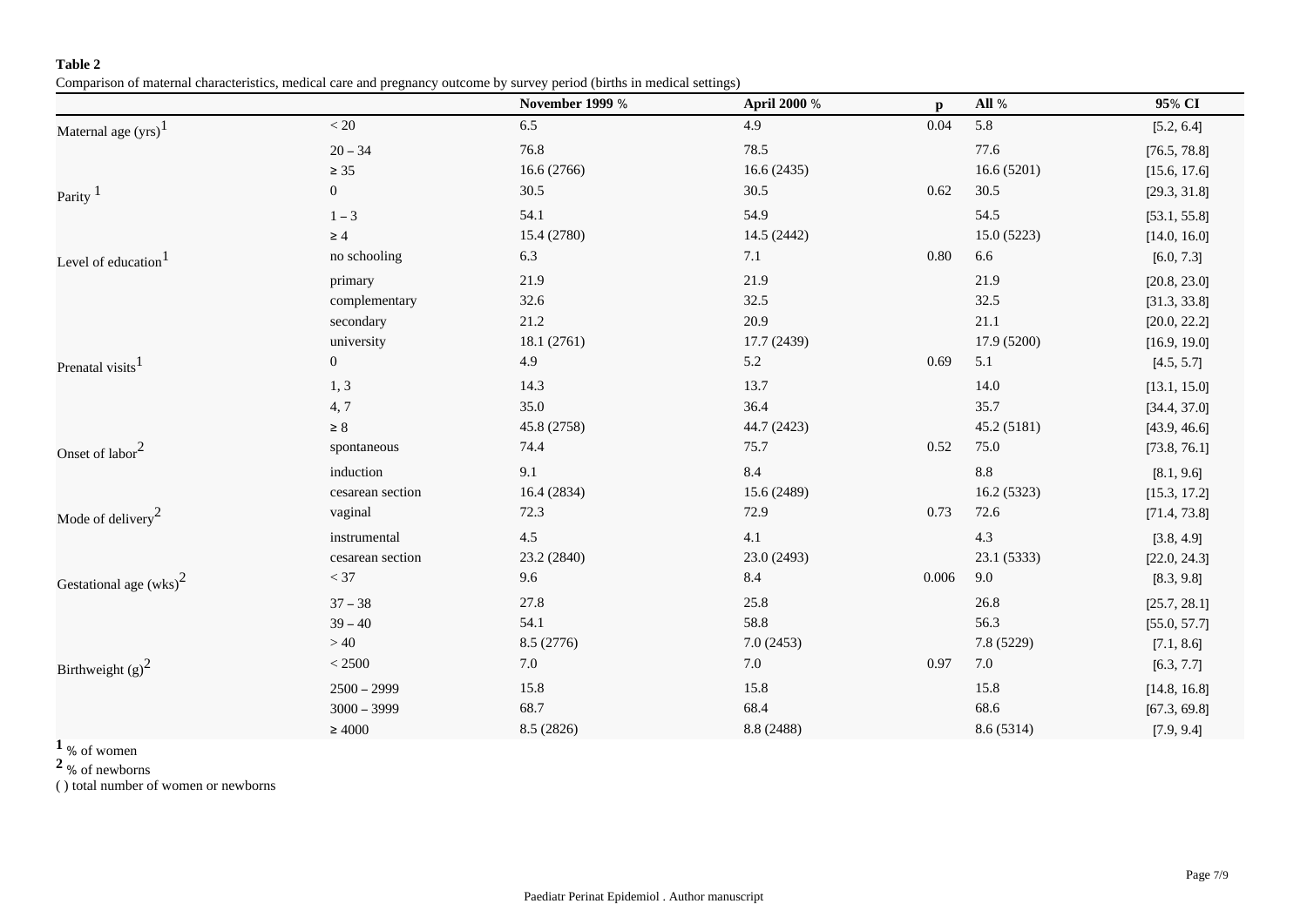**Table 2**

Comparison of maternal characteristics, medical care and pregnancy outcome by survey period (births in medical settings)

| | | **November 1999** % | **April 2000** % | **p** | **All** % | **95% CI** |
|---|---|---|---|---|---|---|
| Maternal age (yrs)[1] | < 20 | 6.5 | 4.9 | 0.04 | 5.8 | [5.2, 6.4] |
| | 20 – 34 | 76.8 | 78.5 | | 77.6 | [76.5, 78.8] |
| | ≥ 35 | 16.6 (2766) | 16.6 (2435) | | 16.6 (5201) | [15.6, 17.6] |
| Parity [1] | 0 | 30.5 | 30.5 | 0.62 | 30.5 | [29.3, 31.8] |
| | 1 – 3 | 54.1 | 54.9 | | 54.5 | [53.1, 55.8] |
| | ≥ 4 | 15.4 (2780) | 14.5 (2442) | | 15.0 (5223) | [14.0, 16.0] |
| Level of education[1] | no schooling | 6.3 | 7.1 | 0.80 | 6.6 | [6.0, 7.3] |
| | primary | 21.9 | 21.9 | | 21.9 | [20.8, 23.0] |
| | complementary | 32.6 | 32.5 | | 32.5 | [31.3, 33.8] |
| | secondary | 21.2 | 20.9 | | 21.1 | [20.0, 22.2] |
| | university | 18.1 (2761) | 17.7 (2439) | | 17.9 (5200) | [16.9, 19.0] |
| Prenatal visits[1] | 0 | 4.9 | 5.2 | 0.69 | 5.1 | [4.5, 5.7] |
| | 1, 3 | 14.3 | 13.7 | | 14.0 | [13.1, 15.0] |
| | 4, 7 | 35.0 | 36.4 | | 35.7 | [34.4, 37.0] |
| | ≥ 8 | 45.8 (2758) | 44.7 (2423) | | 45.2 (5181) | [43.9, 46.6] |
| Onset of labor[2] | spontaneous | 74.4 | 75.7 | 0.52 | 75.0 | [73.8, 76.1] |
| | induction | 9.1 | 8.4 | | 8.8 | [8.1, 9.6] |
| | cesarean section | 16.4 (2834) | 15.6 (2489) | | 16.2 (5323) | [15.3, 17.2] |
| Mode of delivery[2] | vaginal | 72.3 | 72.9 | 0.73 | 72.6 | [71.4, 73.8] |
| | instrumental | 4.5 | 4.1 | | 4.3 | [3.8, 4.9] |
| | cesarean section | 23.2 (2840) | 23.0 (2493) | | 23.1 (5333) | [22.0, 24.3] |
| Gestational age (wks)[2] | < 37 | 9.6 | 8.4 | 0.006 | 9.0 | [8.3, 9.8] |
| | 37 – 38 | 27.8 | 25.8 | | 26.8 | [25.7, 28.1] |
| | 39 – 40 | 54.1 | 58.8 | | 56.3 | [55.0, 57.7] |
| | > 40 | 8.5 (2776) | 7.0 (2453) | | 7.8 (5229) | [7.1, 8.6] |
| Birthweight (g)[2] | < 2500 | 7.0 | 7.0 | 0.97 | 7.0 | [6.3, 7.7] |
| | 2500 – 2999 | 15.8 | 15.8 | | 15.8 | [14.8, 16.8] |
| | 3000 – 3999 | 68.7 | 68.4 | | 68.6 | [67.3, 69.8] |
| | ≥ 4000 | 8.5 (2826) | 8.8 (2488) | | 8.6 (5314) | [7.9, 9.4] |

**1** % of women

**2** % of newborns

( ) total number of women or newborns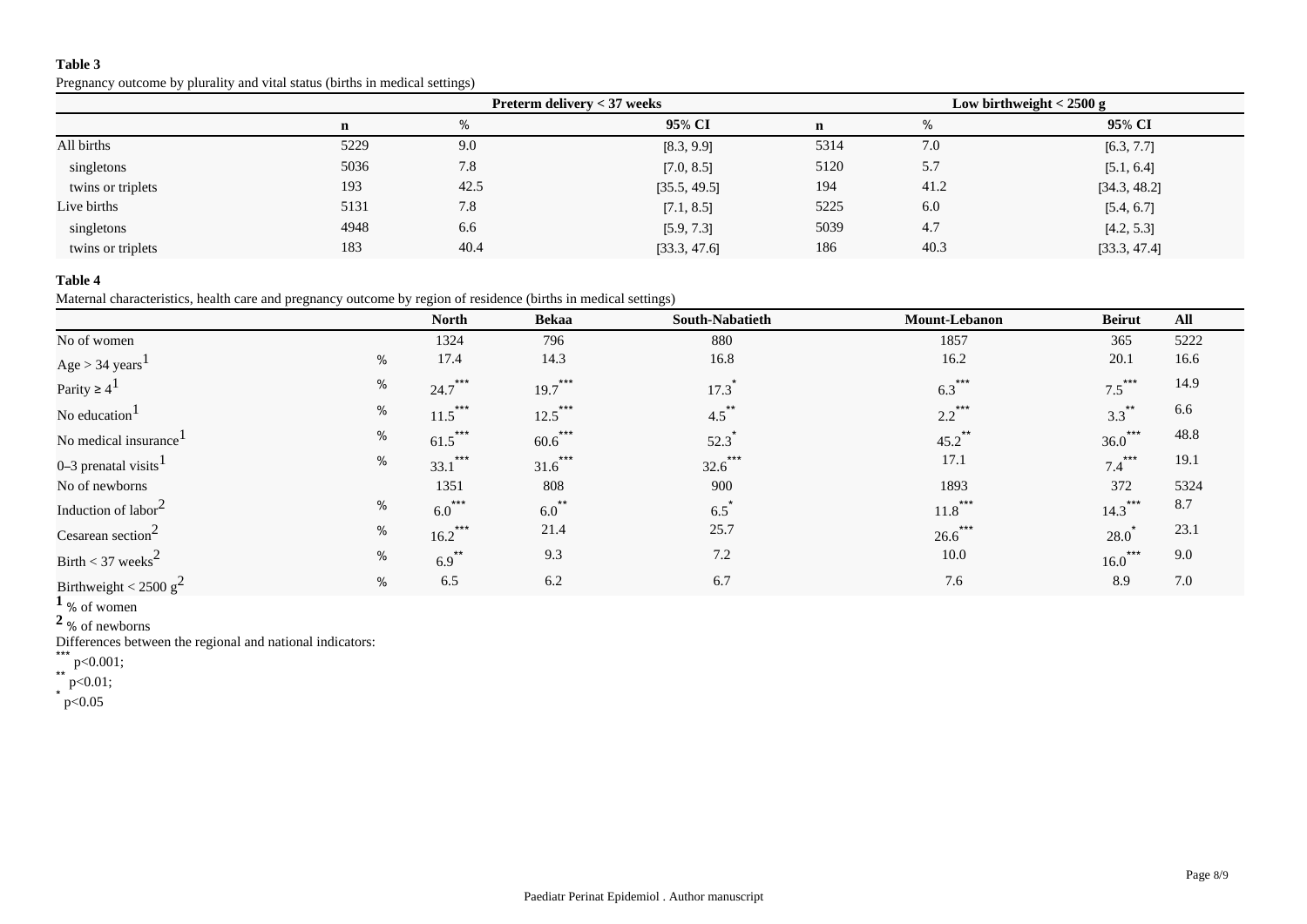**Table 3**

Pregnancy outcome by plurality and vital status (births in medical settings)

| | Preterm delivery < 37 weeks | | | Low birthweight < 2500 g | | |
|---|---|---|---|---|---|---|
| | **n** | % | **95% CI** | **n** | % | **95% CI** |
| All births | 5229 | 9.0 | [8.3, 9.9] | 5314 | 7.0 | [6.3, 7.7] |
| singletons | 5036 | 7.8 | [7.0, 8.5] | 5120 | 5.7 | [5.1, 6.4] |
| twins or triplets | 193 | 42.5 | [35.5, 49.5] | 194 | 41.2 | [34.3, 48.2] |
| Live births | 5131 | 7.8 | [7.1, 8.5] | 5225 | 6.0 | [5.4, 6.7] |
| singletons | 4948 | 6.6 | [5.9, 7.3] | 5039 | 4.7 | [4.2, 5.3] |
| twins or triplets | 183 | 40.4 | [33.3, 47.6] | 186 | 40.3 | [33.3, 47.4] |

**Table 4**

Maternal characteristics, health care and pregnancy outcome by region of residence (births in medical settings)

| | | **North** | **Bekaa** | **South-Nabatieth** | **Mount-Lebanon** | **Beirut** | **All** |
|---|---|---|---|---|---|---|---|
| No of women | | 1324 | 796 | 880 | 1857 | 365 | 5222 |
| Age > 34 years[1] | % | 17.4 | 14.3 | 16.8 | 16.2 | 20.1 | 16.6 |
| Parity ≥ 4[1] | % | 24.7*** | 19.7*** | 17.3* | 6.3*** | 7.5*** | 14.9 |
| No education[1] | % | 11.5*** | 12.5*** | 4.5** | 2.2*** | 3.3** | 6.6 |
| No medical insurance[1] | % | 61.5*** | 60.6*** | 52.3* | 45.2** | 36.0*** | 48.8 |
| 0–3 prenatal visits[1] | % | 33.1*** | 31.6*** | 32.6*** | 17.1 | 7.4*** | 19.1 |
| No of newborns | | 1351 | 808 | 900 | 1893 | 372 | 5324 |
| Induction of labor[2] | % | 6.0*** | 6.0** | 6.5* | 11.8*** | 14.3*** | 8.7 |
| Cesarean section[2] | % | 16.2*** | 21.4 | 25.7 | 26.6*** | 28.0* | 23.1 |
| Birth < 37 weeks[2] | % | 6.9** | 9.3 | 7.2 | 10.0 | 16.0*** | 9.0 |
| Birthweight < 2500 g[2] | % | 6.5 | 6.2 | 6.7 | 7.6 | 8.9 | 7.0 |

**1** % of women

**2** % of newborns

Differences between the regional and national indicators:

*** p<0.001;

** p<0.01;

* p<0.05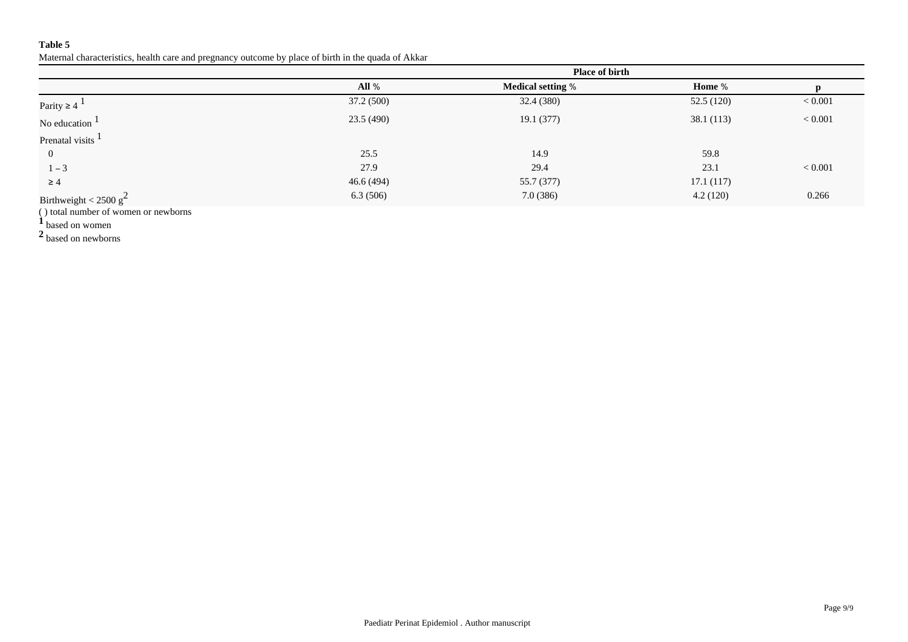**Table 5**

Maternal characteristics, health care and pregnancy outcome by place of birth in the quada of Akkar

| | | Place of birth | | |
|---|---|---|---|---|
| | **All** % | **Medical setting** % | **Home** % | **p** |
| Parity ≥ 4 [1] | 37.2 (500) | 32.4 (380) | 52.5 (120) | < 0.001 |
| No education [1] | 23.5 (490) | 19.1 (377) | 38.1 (113) | < 0.001 |
| Prenatal visits [1] | | | | |
| 0 | 25.5 | 14.9 | 59.8 | |
| 1 – 3 | 27.9 | 29.4 | 23.1 | < 0.001 |
| ≥ 4 | 46.6 (494) | 55.7 (377) | 17.1 (117) | |
| Birthweight < 2500 g [2] | 6.3 (506) | 7.0 (386) | 4.2 (120) | 0.266 |

( ) total number of women or newborns

**1** based on women

**2** based on newborns